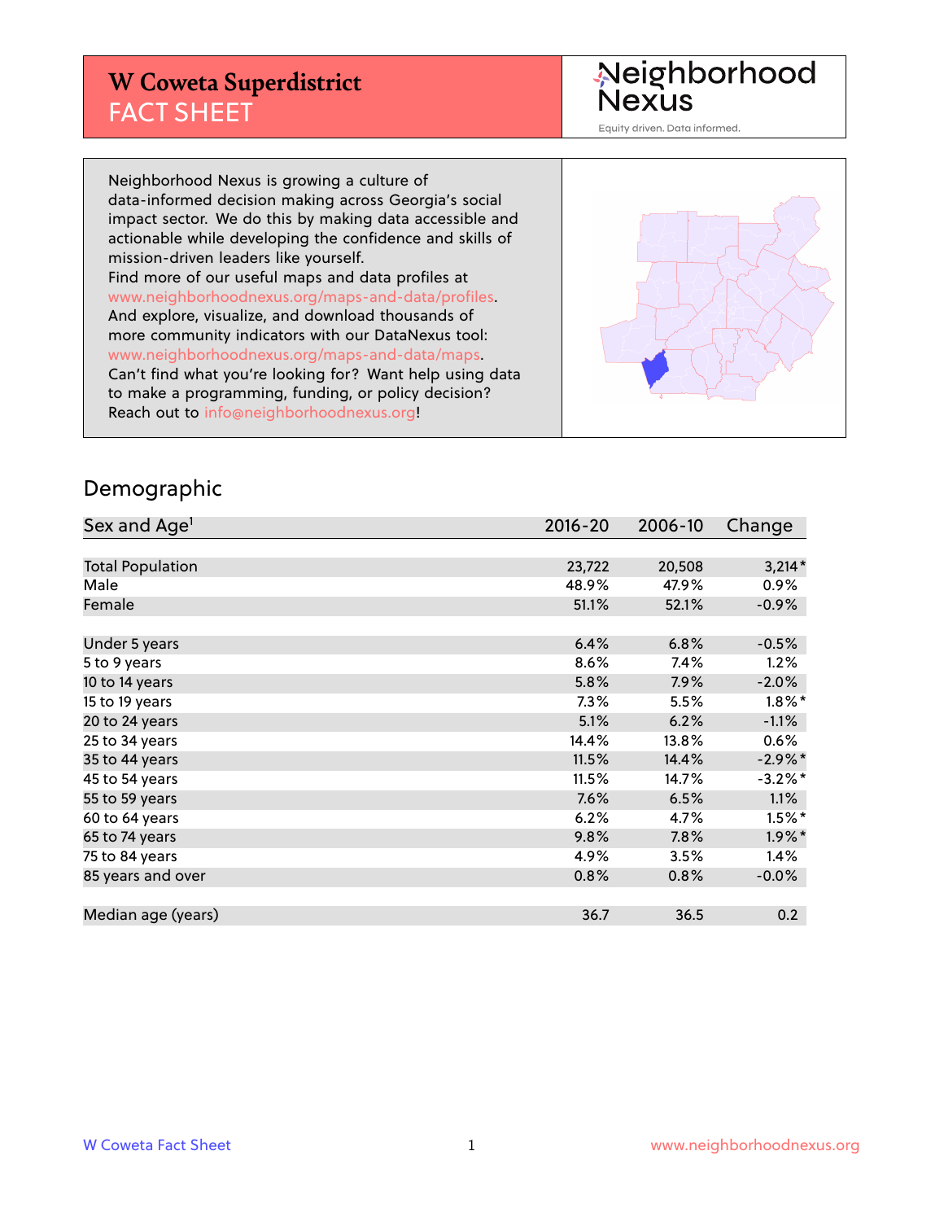# W Coweta Superdistrict FACT SHEET

Neighborhood Nexus

Equity driven. Data informed.

Neighborhood Nexus is growing a culture of data-informed decision making across Georgia's social impact sector. We do this by making data accessible and actionable while developing the confidence and skills of mission-driven leaders like yourself.
Find more of our useful maps and data profiles at www.neighborhoodnexus.org/maps-and-data/profiles.
And explore, visualize, and download thousands of more community indicators with our DataNexus tool: www.neighborhoodnexus.org/maps-and-data/maps.
Can't find what you're looking for? Want help using data to make a programming, funding, or policy decision? Reach out to info@neighborhoodnexus.org!

## Demographic

| Sex and Age[1] | 2016-20 | 2006-10 | Change |
|---|---|---|---|
| Total Population | 23,722 | 20,508 | 3,214* |
| Male | 48.9% | 47.9% | 0.9% |
| Female | 51.1% | 52.1% | -0.9% |
| | | | |
| Under 5 years | 6.4% | 6.8% | -0.5% |
| 5 to 9 years | 8.6% | 7.4% | 1.2% |
| 10 to 14 years | 5.8% | 7.9% | -2.0% |
| 15 to 19 years | 7.3% | 5.5% | 1.8%* |
| 20 to 24 years | 5.1% | 6.2% | -1.1% |
| 25 to 34 years | 14.4% | 13.8% | 0.6% |
| 35 to 44 years | 11.5% | 14.4% | -2.9%* |
| 45 to 54 years | 11.5% | 14.7% | -3.2%* |
| 55 to 59 years | 7.6% | 6.5% | 1.1% |
| 60 to 64 years | 6.2% | 4.7% | 1.5%* |
| 65 to 74 years | 9.8% | 7.8% | 1.9%* |
| 75 to 84 years | 4.9% | 3.5% | 1.4% |
| 85 years and over | 0.8% | 0.8% | -0.0% |
| | | | |
| Median age (years) | 36.7 | 36.5 | 0.2 |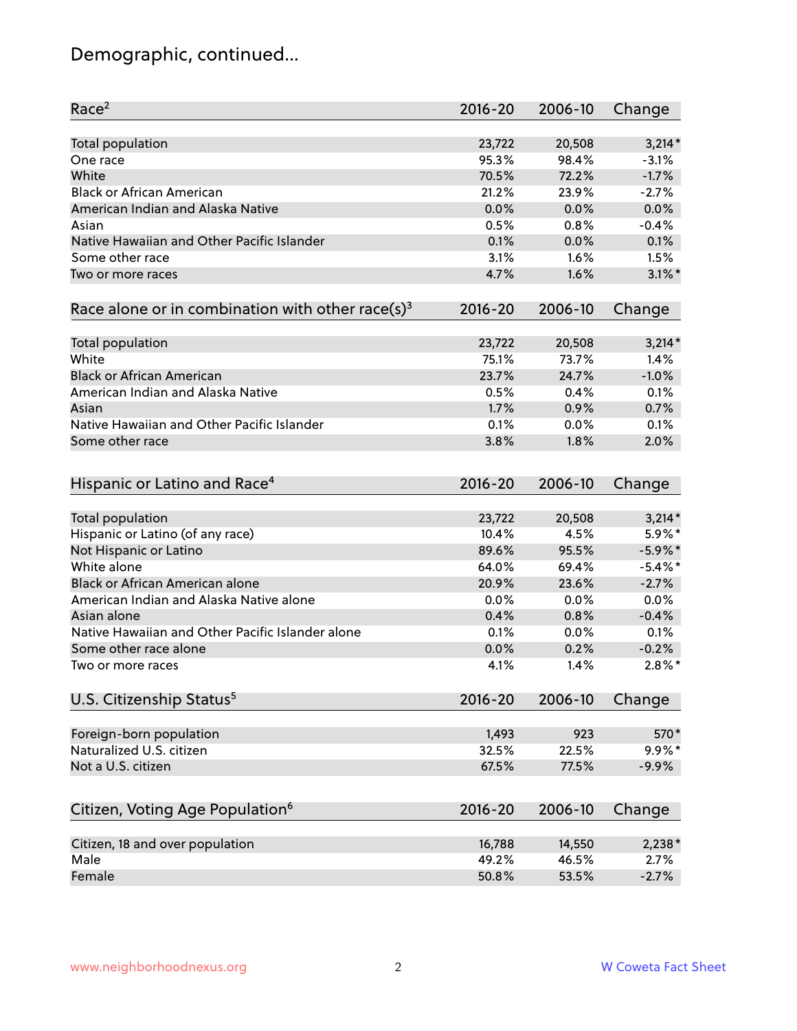# Demographic, continued...

| Race[2] | 2016-20 | 2006-10 | Change |
|---|---|---|---|
| Total population | 23,722 | 20,508 | 3,214* |
| One race | 95.3% | 98.4% | -3.1% |
| White | 70.5% | 72.2% | -1.7% |
| Black or African American | 21.2% | 23.9% | -2.7% |
| American Indian and Alaska Native | 0.0% | 0.0% | 0.0% |
| Asian | 0.5% | 0.8% | -0.4% |
| Native Hawaiian and Other Pacific Islander | 0.1% | 0.0% | 0.1% |
| Some other race | 3.1% | 1.6% | 1.5% |
| Two or more races | 4.7% | 1.6% | 3.1%* |

| Race alone or in combination with other race(s)[3] | 2016-20 | 2006-10 | Change |
|---|---|---|---|
| Total population | 23,722 | 20,508 | 3,214* |
| White | 75.1% | 73.7% | 1.4% |
| Black or African American | 23.7% | 24.7% | -1.0% |
| American Indian and Alaska Native | 0.5% | 0.4% | 0.1% |
| Asian | 1.7% | 0.9% | 0.7% |
| Native Hawaiian and Other Pacific Islander | 0.1% | 0.0% | 0.1% |
| Some other race | 3.8% | 1.8% | 2.0% |

| Hispanic or Latino and Race[4] | 2016-20 | 2006-10 | Change |
|---|---|---|---|
| Total population | 23,722 | 20,508 | 3,214* |
| Hispanic or Latino (of any race) | 10.4% | 4.5% | 5.9%* |
| Not Hispanic or Latino | 89.6% | 95.5% | -5.9%* |
| White alone | 64.0% | 69.4% | -5.4%* |
| Black or African American alone | 20.9% | 23.6% | -2.7% |
| American Indian and Alaska Native alone | 0.0% | 0.0% | 0.0% |
| Asian alone | 0.4% | 0.8% | -0.4% |
| Native Hawaiian and Other Pacific Islander alone | 0.1% | 0.0% | 0.1% |
| Some other race alone | 0.0% | 0.2% | -0.2% |
| Two or more races | 4.1% | 1.4% | 2.8%* |

| U.S. Citizenship Status[5] | 2016-20 | 2006-10 | Change |
|---|---|---|---|
| Foreign-born population | 1,493 | 923 | 570* |
| Naturalized U.S. citizen | 32.5% | 22.5% | 9.9%* |
| Not a U.S. citizen | 67.5% | 77.5% | -9.9% |

| Citizen, Voting Age Population[6] | 2016-20 | 2006-10 | Change |
|---|---|---|---|
| Citizen, 18 and over population | 16,788 | 14,550 | 2,238* |
| Male | 49.2% | 46.5% | 2.7% |
| Female | 50.8% | 53.5% | -2.7% |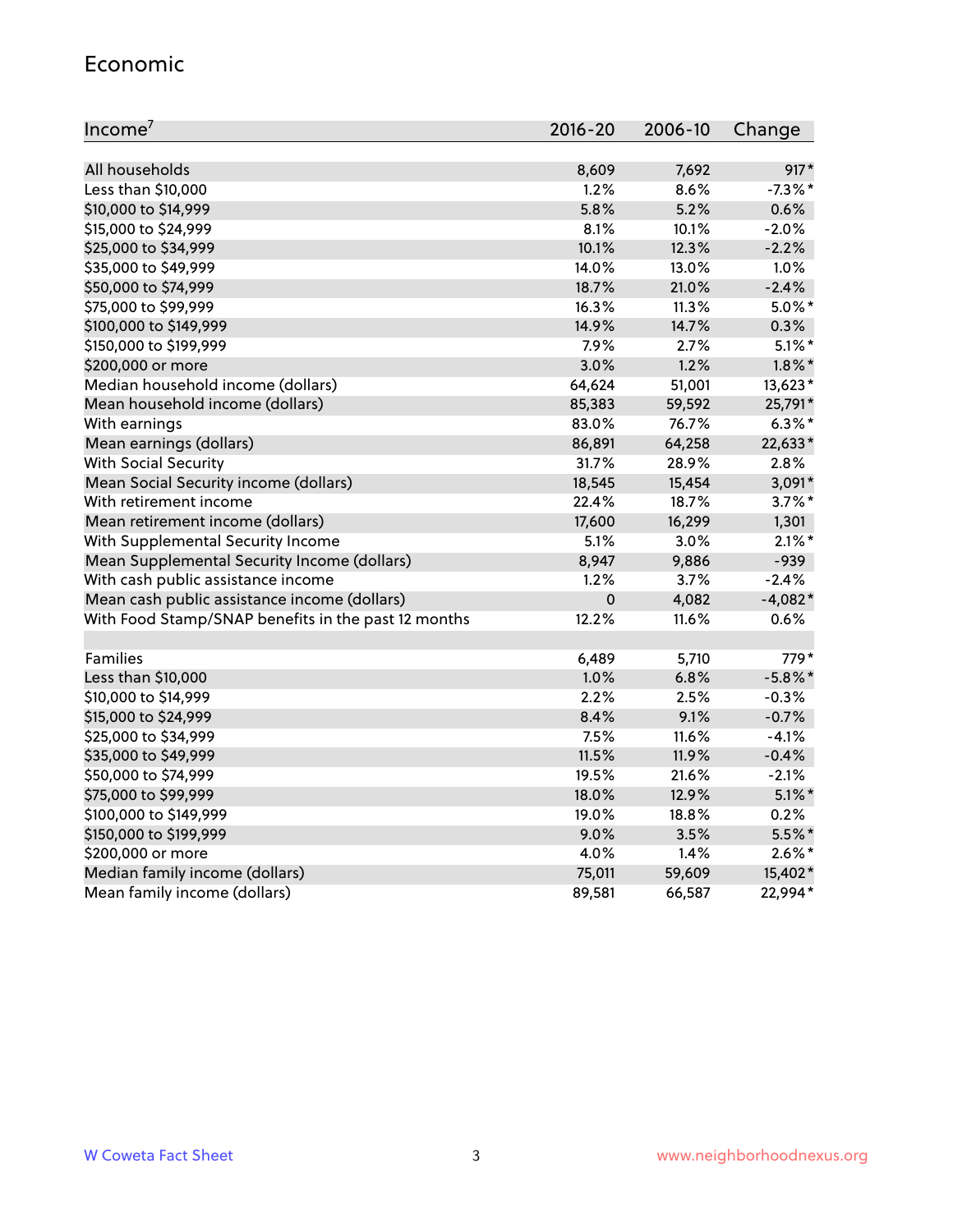## Economic

| Income[7] | 2016-20 | 2006-10 | Change |
|---|---|---|---|
| All households | 8,609 | 7,692 | 917* |
| Less than $10,000 | 1.2% | 8.6% | -7.3%* |
| $10,000 to $14,999 | 5.8% | 5.2% | 0.6% |
| $15,000 to $24,999 | 8.1% | 10.1% | -2.0% |
| $25,000 to $34,999 | 10.1% | 12.3% | -2.2% |
| $35,000 to $49,999 | 14.0% | 13.0% | 1.0% |
| $50,000 to $74,999 | 18.7% | 21.0% | -2.4% |
| $75,000 to $99,999 | 16.3% | 11.3% | 5.0%* |
| $100,000 to $149,999 | 14.9% | 14.7% | 0.3% |
| $150,000 to $199,999 | 7.9% | 2.7% | 5.1%* |
| $200,000 or more | 3.0% | 1.2% | 1.8%* |
| Median household income (dollars) | 64,624 | 51,001 | 13,623* |
| Mean household income (dollars) | 85,383 | 59,592 | 25,791* |
| With earnings | 83.0% | 76.7% | 6.3%* |
| Mean earnings (dollars) | 86,891 | 64,258 | 22,633* |
| With Social Security | 31.7% | 28.9% | 2.8% |
| Mean Social Security income (dollars) | 18,545 | 15,454 | 3,091* |
| With retirement income | 22.4% | 18.7% | 3.7%* |
| Mean retirement income (dollars) | 17,600 | 16,299 | 1,301 |
| With Supplemental Security Income | 5.1% | 3.0% | 2.1%* |
| Mean Supplemental Security Income (dollars) | 8,947 | 9,886 | -939 |
| With cash public assistance income | 1.2% | 3.7% | -2.4% |
| Mean cash public assistance income (dollars) | 0 | 4,082 | -4,082* |
| With Food Stamp/SNAP benefits in the past 12 months | 12.2% | 11.6% | 0.6% |
| | | | |
| Families | 6,489 | 5,710 | 779* |
| Less than $10,000 | 1.0% | 6.8% | -5.8%* |
| $10,000 to $14,999 | 2.2% | 2.5% | -0.3% |
| $15,000 to $24,999 | 8.4% | 9.1% | -0.7% |
| $25,000 to $34,999 | 7.5% | 11.6% | -4.1% |
| $35,000 to $49,999 | 11.5% | 11.9% | -0.4% |
| $50,000 to $74,999 | 19.5% | 21.6% | -2.1% |
| $75,000 to $99,999 | 18.0% | 12.9% | 5.1%* |
| $100,000 to $149,999 | 19.0% | 18.8% | 0.2% |
| $150,000 to $199,999 | 9.0% | 3.5% | 5.5%* |
| $200,000 or more | 4.0% | 1.4% | 2.6%* |
| Median family income (dollars) | 75,011 | 59,609 | 15,402* |
| Mean family income (dollars) | 89,581 | 66,587 | 22,994* |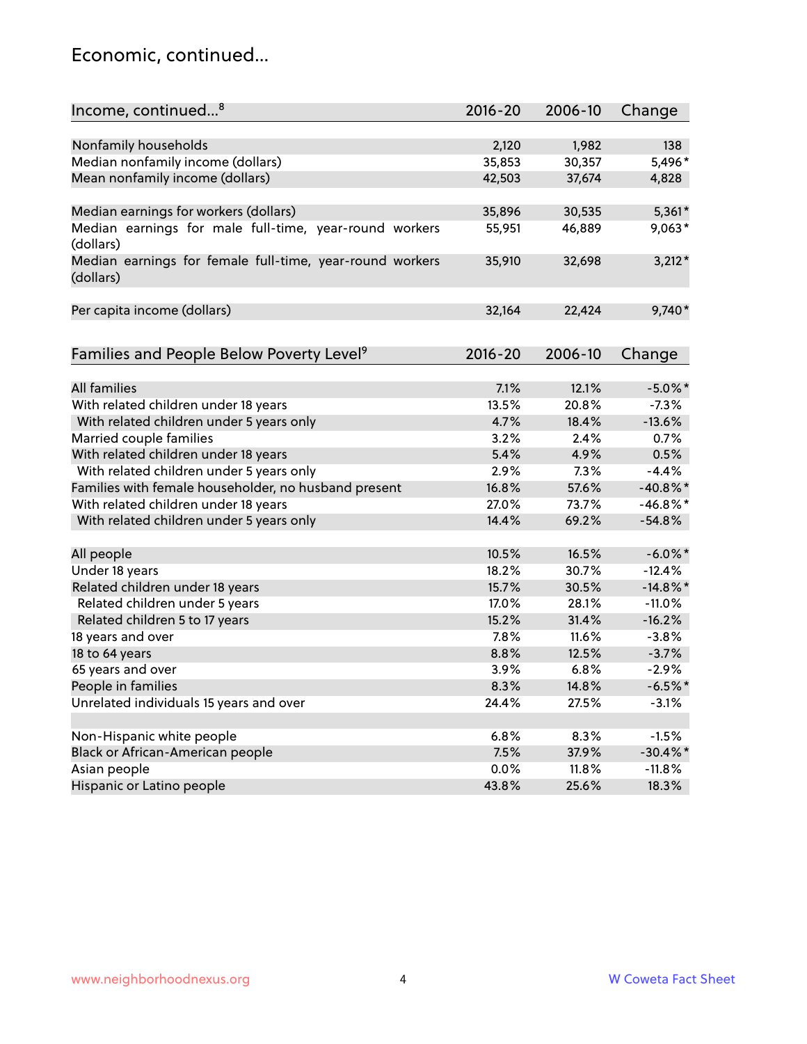## Economic, continued...

| Income, continued...[8] | 2016-20 | 2006-10 | Change |
|---|---|---|---|
| Nonfamily households | 2,120 | 1,982 | 138 |
| Median nonfamily income (dollars) | 35,853 | 30,357 | 5,496* |
| Mean nonfamily income (dollars) | 42,503 | 37,674 | 4,828 |
| Median earnings for workers (dollars) | 35,896 | 30,535 | 5,361* |
| Median earnings for male full-time, year-round workers (dollars) | 55,951 | 46,889 | 9,063* |
| Median earnings for female full-time, year-round workers (dollars) | 35,910 | 32,698 | 3,212* |
| Per capita income (dollars) | 32,164 | 22,424 | 9,740* |

| Families and People Below Poverty Level[9] | 2016-20 | 2006-10 | Change |
|---|---|---|---|
| All families | 7.1% | 12.1% | -5.0%* |
| With related children under 18 years | 13.5% | 20.8% | -7.3% |
| With related children under 5 years only | 4.7% | 18.4% | -13.6% |
| Married couple families | 3.2% | 2.4% | 0.7% |
| With related children under 18 years | 5.4% | 4.9% | 0.5% |
| With related children under 5 years only | 2.9% | 7.3% | -4.4% |
| Families with female householder, no husband present | 16.8% | 57.6% | -40.8%* |
| With related children under 18 years | 27.0% | 73.7% | -46.8%* |
| With related children under 5 years only | 14.4% | 69.2% | -54.8% |
| All people | 10.5% | 16.5% | -6.0%* |
| Under 18 years | 18.2% | 30.7% | -12.4% |
| Related children under 18 years | 15.7% | 30.5% | -14.8%* |
| Related children under 5 years | 17.0% | 28.1% | -11.0% |
| Related children 5 to 17 years | 15.2% | 31.4% | -16.2% |
| 18 years and over | 7.8% | 11.6% | -3.8% |
| 18 to 64 years | 8.8% | 12.5% | -3.7% |
| 65 years and over | 3.9% | 6.8% | -2.9% |
| People in families | 8.3% | 14.8% | -6.5%* |
| Unrelated individuals 15 years and over | 24.4% | 27.5% | -3.1% |
| Non-Hispanic white people | 6.8% | 8.3% | -1.5% |
| Black or African-American people | 7.5% | 37.9% | -30.4%* |
| Asian people | 0.0% | 11.8% | -11.8% |
| Hispanic or Latino people | 43.8% | 25.6% | 18.3% |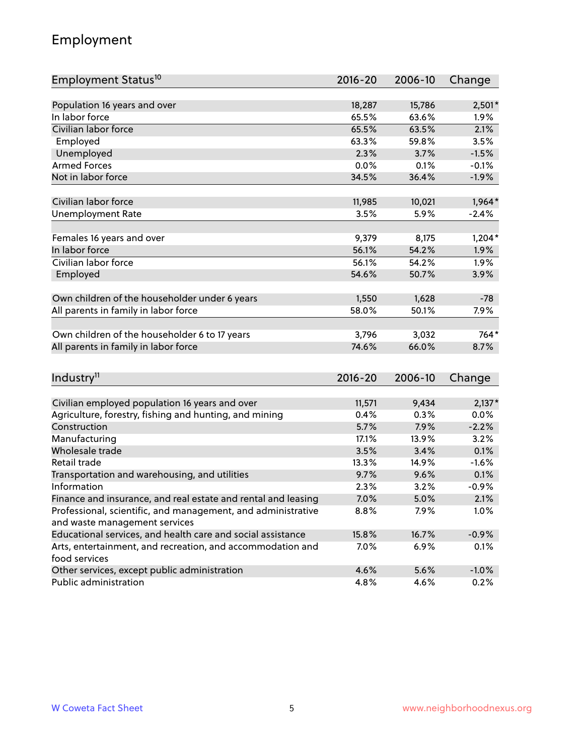## Employment

| Employment Status[10] | 2016-20 | 2006-10 | Change |
|---|---|---|---|
| Population 16 years and over | 18,287 | 15,786 | 2,501* |
| In labor force | 65.5% | 63.6% | 1.9% |
| Civilian labor force | 65.5% | 63.5% | 2.1% |
| Employed | 63.3% | 59.8% | 3.5% |
| Unemployed | 2.3% | 3.7% | -1.5% |
| Armed Forces | 0.0% | 0.1% | -0.1% |
| Not in labor force | 34.5% | 36.4% | -1.9% |
| | | | |
| Civilian labor force | 11,985 | 10,021 | 1,964* |
| Unemployment Rate | 3.5% | 5.9% | -2.4% |
| | | | |
| Females 16 years and over | 9,379 | 8,175 | 1,204* |
| In labor force | 56.1% | 54.2% | 1.9% |
| Civilian labor force | 56.1% | 54.2% | 1.9% |
| Employed | 54.6% | 50.7% | 3.9% |
| | | | |
| Own children of the householder under 6 years | 1,550 | 1,628 | -78 |
| All parents in family in labor force | 58.0% | 50.1% | 7.9% |
| | | | |
| Own children of the householder 6 to 17 years | 3,796 | 3,032 | 764* |
| All parents in family in labor force | 74.6% | 66.0% | 8.7% |

| Industry[11] | 2016-20 | 2006-10 | Change |
|---|---|---|---|
| Civilian employed population 16 years and over | 11,571 | 9,434 | 2,137* |
| Agriculture, forestry, fishing and hunting, and mining | 0.4% | 0.3% | 0.0% |
| Construction | 5.7% | 7.9% | -2.2% |
| Manufacturing | 17.1% | 13.9% | 3.2% |
| Wholesale trade | 3.5% | 3.4% | 0.1% |
| Retail trade | 13.3% | 14.9% | -1.6% |
| Transportation and warehousing, and utilities | 9.7% | 9.6% | 0.1% |
| Information | 2.3% | 3.2% | -0.9% |
| Finance and insurance, and real estate and rental and leasing | 7.0% | 5.0% | 2.1% |
| Professional, scientific, and management, and administrative and waste management services | 8.8% | 7.9% | 1.0% |
| Educational services, and health care and social assistance | 15.8% | 16.7% | -0.9% |
| Arts, entertainment, and recreation, and accommodation and food services | 7.0% | 6.9% | 0.1% |
| Other services, except public administration | 4.6% | 5.6% | -1.0% |
| Public administration | 4.8% | 4.6% | 0.2% |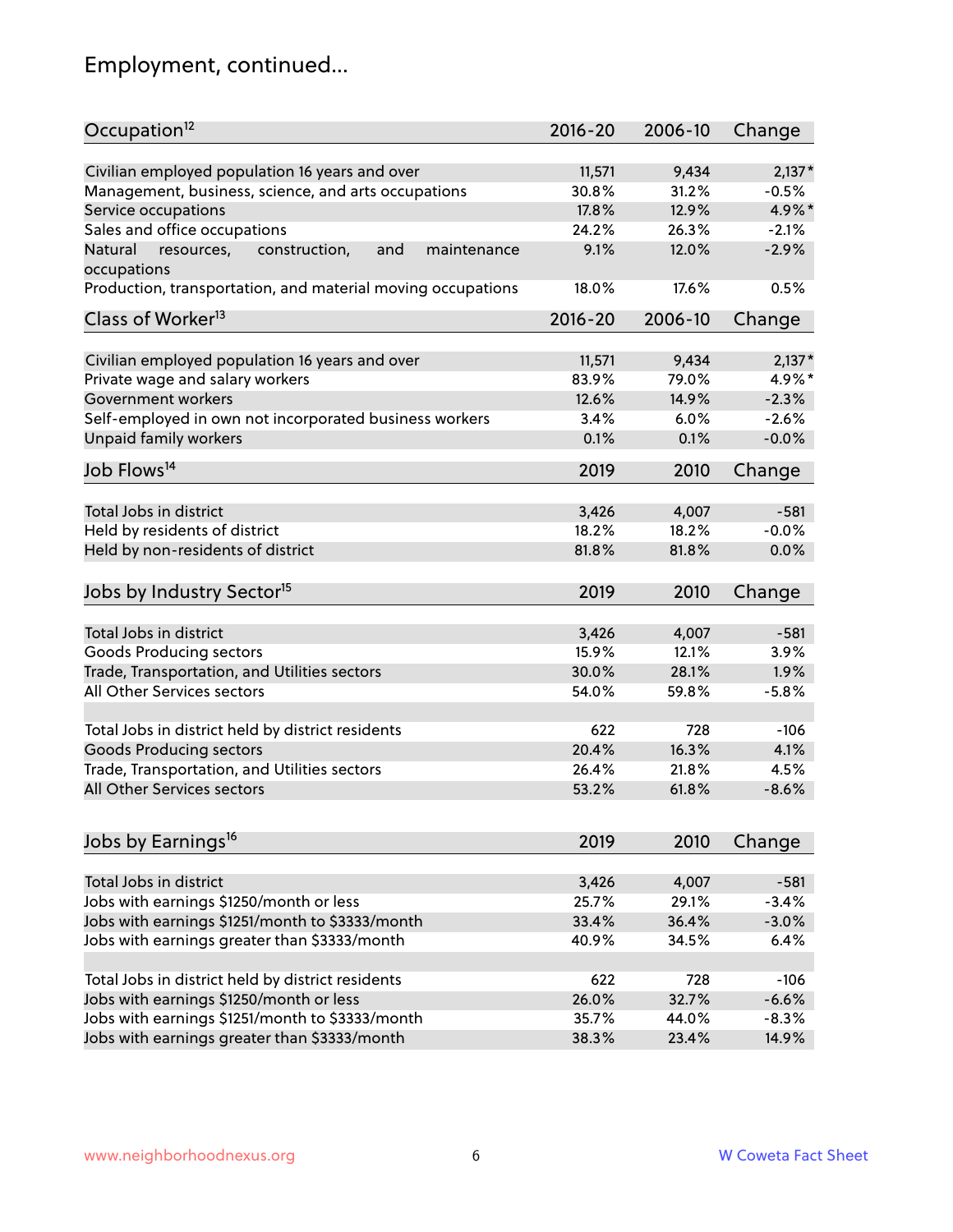# Employment, continued...

| Occupation[12] | 2016-20 | 2006-10 | Change |
|---|---|---|---|
| Civilian employed population 16 years and over | 11,571 | 9,434 | 2,137* |
| Management, business, science, and arts occupations | 30.8% | 31.2% | -0.5% |
| Service occupations | 17.8% | 12.9% | 4.9%* |
| Sales and office occupations | 24.2% | 26.3% | -2.1% |
| Natural resources, construction, and maintenance occupations | 9.1% | 12.0% | -2.9% |
| Production, transportation, and material moving occupations | 18.0% | 17.6% | 0.5% |

| Class of Worker[13] | 2016-20 | 2006-10 | Change |
|---|---|---|---|
| Civilian employed population 16 years and over | 11,571 | 9,434 | 2,137* |
| Private wage and salary workers | 83.9% | 79.0% | 4.9%* |
| Government workers | 12.6% | 14.9% | -2.3% |
| Self-employed in own not incorporated business workers | 3.4% | 6.0% | -2.6% |
| Unpaid family workers | 0.1% | 0.1% | -0.0% |

| Job Flows[14] | 2019 | 2010 | Change |
|---|---|---|---|
| Total Jobs in district | 3,426 | 4,007 | -581 |
| Held by residents of district | 18.2% | 18.2% | -0.0% |
| Held by non-residents of district | 81.8% | 81.8% | 0.0% |

| Jobs by Industry Sector[15] | 2019 | 2010 | Change |
|---|---|---|---|
| Total Jobs in district | 3,426 | 4,007 | -581 |
| Goods Producing sectors | 15.9% | 12.1% | 3.9% |
| Trade, Transportation, and Utilities sectors | 30.0% | 28.1% | 1.9% |
| All Other Services sectors | 54.0% | 59.8% | -5.8% |
| | | | |
| Total Jobs in district held by district residents | 622 | 728 | -106 |
| Goods Producing sectors | 20.4% | 16.3% | 4.1% |
| Trade, Transportation, and Utilities sectors | 26.4% | 21.8% | 4.5% |
| All Other Services sectors | 53.2% | 61.8% | -8.6% |

| Jobs by Earnings[16] | 2019 | 2010 | Change |
|---|---|---|---|
| Total Jobs in district | 3,426 | 4,007 | -581 |
| Jobs with earnings $1250/month or less | 25.7% | 29.1% | -3.4% |
| Jobs with earnings $1251/month to $3333/month | 33.4% | 36.4% | -3.0% |
| Jobs with earnings greater than $3333/month | 40.9% | 34.5% | 6.4% |
| | | | |
| Total Jobs in district held by district residents | 622 | 728 | -106 |
| Jobs with earnings $1250/month or less | 26.0% | 32.7% | -6.6% |
| Jobs with earnings $1251/month to $3333/month | 35.7% | 44.0% | -8.3% |
| Jobs with earnings greater than $3333/month | 38.3% | 23.4% | 14.9% |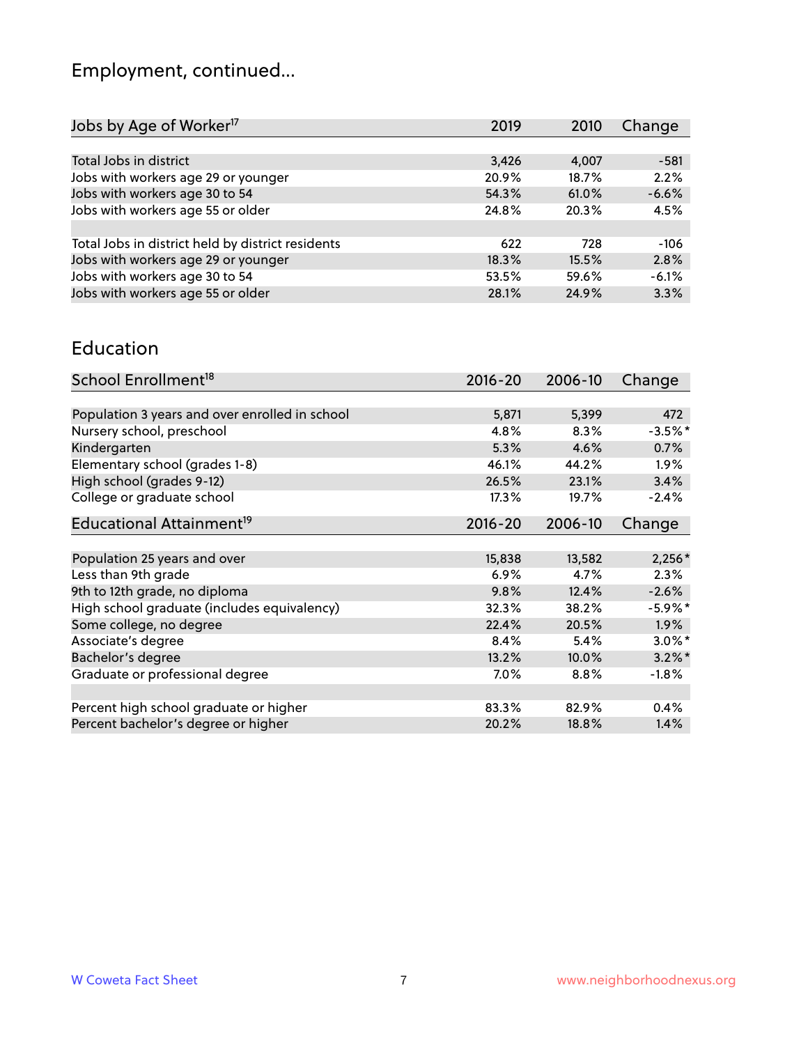## Employment, continued...

| Jobs by Age of Worker[17] | 2019 | 2010 | Change |
|---|---|---|---|
| Total Jobs in district | 3,426 | 4,007 | -581 |
| Jobs with workers age 29 or younger | 20.9% | 18.7% | 2.2% |
| Jobs with workers age 30 to 54 | 54.3% | 61.0% | -6.6% |
| Jobs with workers age 55 or older | 24.8% | 20.3% | 4.5% |
| | | | |
| Total Jobs in district held by district residents | 622 | 728 | -106 |
| Jobs with workers age 29 or younger | 18.3% | 15.5% | 2.8% |
| Jobs with workers age 30 to 54 | 53.5% | 59.6% | -6.1% |
| Jobs with workers age 55 or older | 28.1% | 24.9% | 3.3% |

## Education

| School Enrollment[18] | 2016-20 | 2006-10 | Change |
|---|---|---|---|
| Population 3 years and over enrolled in school | 5,871 | 5,399 | 472 |
| Nursery school, preschool | 4.8% | 8.3% | -3.5%* |
| Kindergarten | 5.3% | 4.6% | 0.7% |
| Elementary school (grades 1-8) | 46.1% | 44.2% | 1.9% |
| High school (grades 9-12) | 26.5% | 23.1% | 3.4% |
| College or graduate school | 17.3% | 19.7% | -2.4% |

| Educational Attainment[19] | 2016-20 | 2006-10 | Change |
|---|---|---|---|
| Population 25 years and over | 15,838 | 13,582 | 2,256* |
| Less than 9th grade | 6.9% | 4.7% | 2.3% |
| 9th to 12th grade, no diploma | 9.8% | 12.4% | -2.6% |
| High school graduate (includes equivalency) | 32.3% | 38.2% | -5.9%* |
| Some college, no degree | 22.4% | 20.5% | 1.9% |
| Associate's degree | 8.4% | 5.4% | 3.0%* |
| Bachelor's degree | 13.2% | 10.0% | 3.2%* |
| Graduate or professional degree | 7.0% | 8.8% | -1.8% |
| | | | |
| Percent high school graduate or higher | 83.3% | 82.9% | 0.4% |
| Percent bachelor's degree or higher | 20.2% | 18.8% | 1.4% |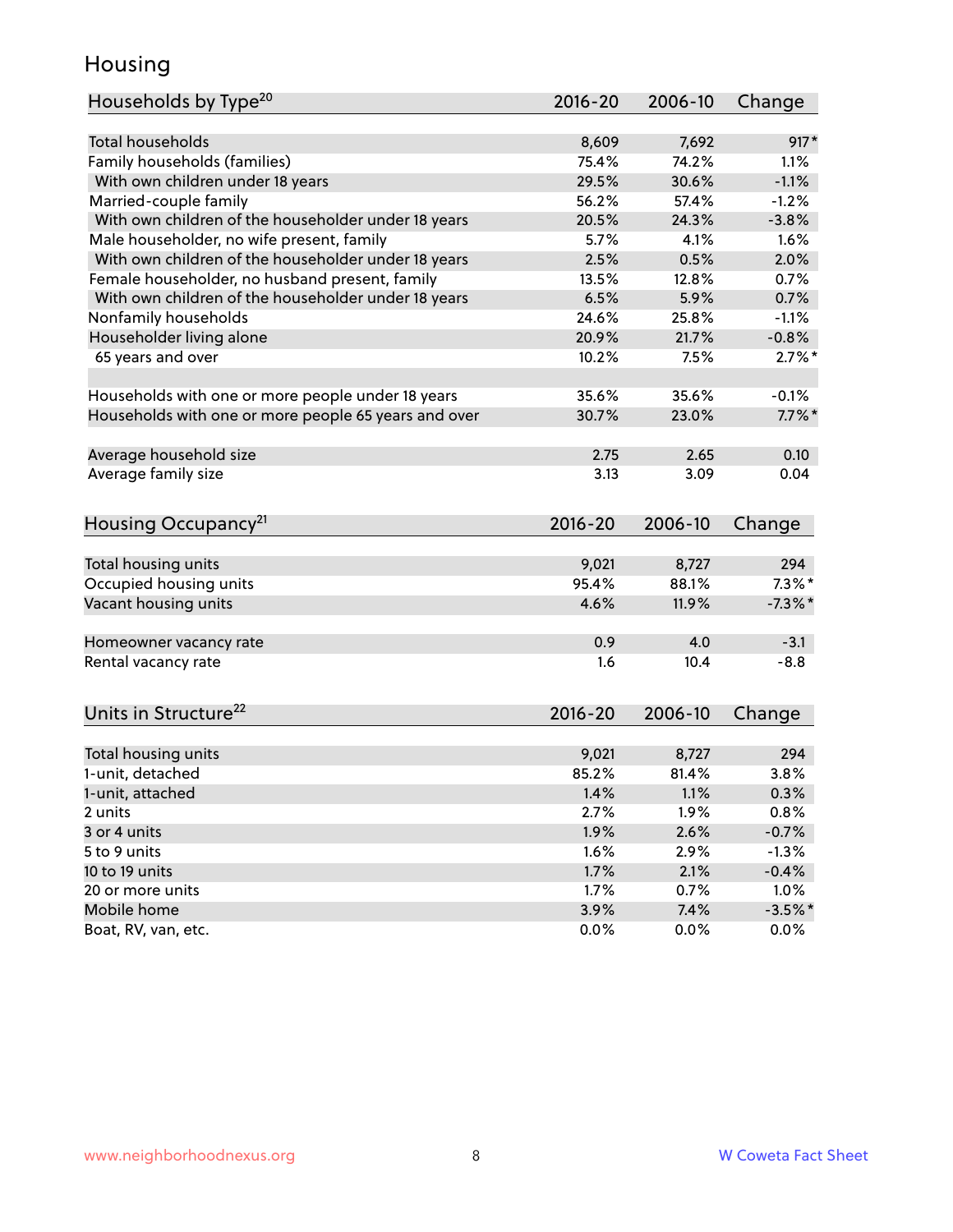# Housing

| Households by Type[20] | 2016-20 | 2006-10 | Change |
|---|---|---|---|
| Total households | 8,609 | 7,692 | 917* |
| Family households (families) | 75.4% | 74.2% | 1.1% |
| With own children under 18 years | 29.5% | 30.6% | -1.1% |
| Married-couple family | 56.2% | 57.4% | -1.2% |
| With own children of the householder under 18 years | 20.5% | 24.3% | -3.8% |
| Male householder, no wife present, family | 5.7% | 4.1% | 1.6% |
| With own children of the householder under 18 years | 2.5% | 0.5% | 2.0% |
| Female householder, no husband present, family | 13.5% | 12.8% | 0.7% |
| With own children of the householder under 18 years | 6.5% | 5.9% | 0.7% |
| Nonfamily households | 24.6% | 25.8% | -1.1% |
| Householder living alone | 20.9% | 21.7% | -0.8% |
| 65 years and over | 10.2% | 7.5% | 2.7%* |
| | | | |
| Households with one or more people under 18 years | 35.6% | 35.6% | -0.1% |
| Households with one or more people 65 years and over | 30.7% | 23.0% | 7.7%* |
| | | | |
| Average household size | 2.75 | 2.65 | 0.10 |
| Average family size | 3.13 | 3.09 | 0.04 |

| Housing Occupancy[21] | 2016-20 | 2006-10 | Change |
|---|---|---|---|
| Total housing units | 9,021 | 8,727 | 294 |
| Occupied housing units | 95.4% | 88.1% | 7.3%* |
| Vacant housing units | 4.6% | 11.9% | -7.3%* |
| | | | |
| Homeowner vacancy rate | 0.9 | 4.0 | -3.1 |
| Rental vacancy rate | 1.6 | 10.4 | -8.8 |

| Units in Structure[22] | 2016-20 | 2006-10 | Change |
|---|---|---|---|
| Total housing units | 9,021 | 8,727 | 294 |
| 1-unit, detached | 85.2% | 81.4% | 3.8% |
| 1-unit, attached | 1.4% | 1.1% | 0.3% |
| 2 units | 2.7% | 1.9% | 0.8% |
| 3 or 4 units | 1.9% | 2.6% | -0.7% |
| 5 to 9 units | 1.6% | 2.9% | -1.3% |
| 10 to 19 units | 1.7% | 2.1% | -0.4% |
| 20 or more units | 1.7% | 0.7% | 1.0% |
| Mobile home | 3.9% | 7.4% | -3.5%* |
| Boat, RV, van, etc. | 0.0% | 0.0% | 0.0% |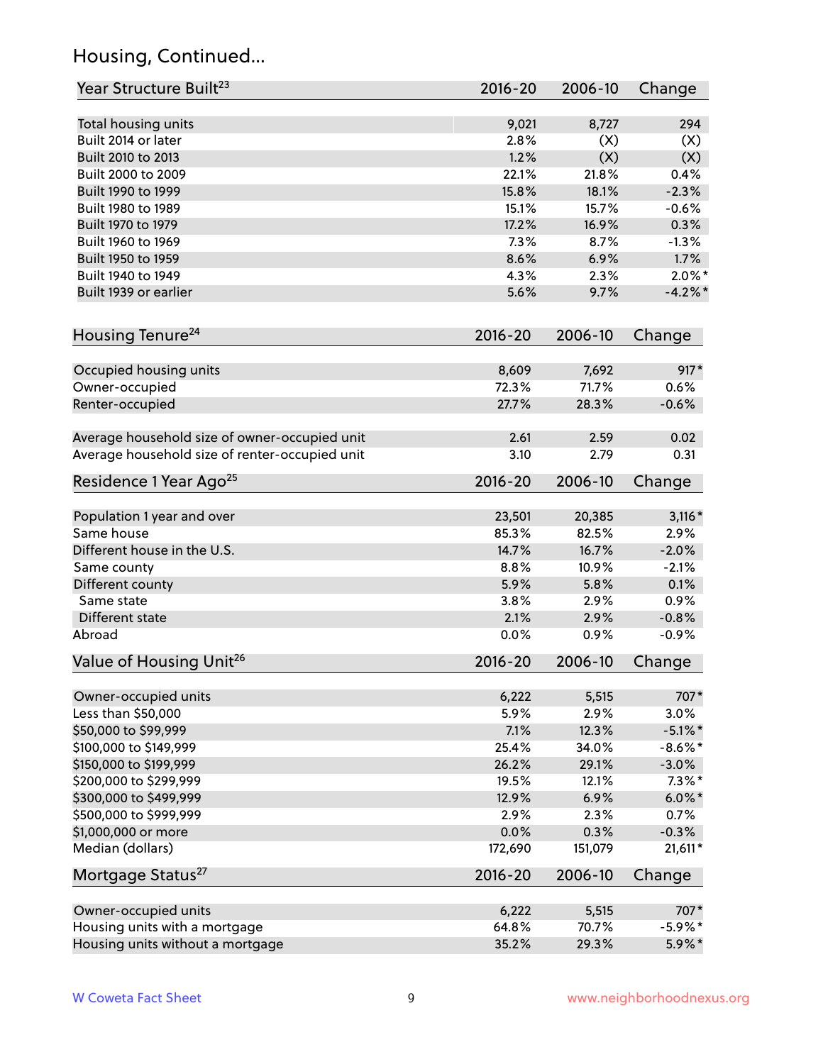## Housing, Continued...

| Year Structure Built[23] | 2016-20 | 2006-10 | Change |
|---|---|---|---|
| Total housing units | 9,021 | 8,727 | 294 |
| Built 2014 or later | 2.8% | (X) | (X) |
| Built 2010 to 2013 | 1.2% | (X) | (X) |
| Built 2000 to 2009 | 22.1% | 21.8% | 0.4% |
| Built 1990 to 1999 | 15.8% | 18.1% | -2.3% |
| Built 1980 to 1989 | 15.1% | 15.7% | -0.6% |
| Built 1970 to 1979 | 17.2% | 16.9% | 0.3% |
| Built 1960 to 1969 | 7.3% | 8.7% | -1.3% |
| Built 1950 to 1959 | 8.6% | 6.9% | 1.7% |
| Built 1940 to 1949 | 4.3% | 2.3% | 2.0%* |
| Built 1939 or earlier | 5.6% | 9.7% | -4.2%* |

| Housing Tenure[24] | 2016-20 | 2006-10 | Change |
|---|---|---|---|
| Occupied housing units | 8,609 | 7,692 | 917* |
| Owner-occupied | 72.3% | 71.7% | 0.6% |
| Renter-occupied | 27.7% | 28.3% | -0.6% |
| Average household size of owner-occupied unit | 2.61 | 2.59 | 0.02 |
| Average household size of renter-occupied unit | 3.10 | 2.79 | 0.31 |

| Residence 1 Year Ago[25] | 2016-20 | 2006-10 | Change |
|---|---|---|---|
| Population 1 year and over | 23,501 | 20,385 | 3,116* |
| Same house | 85.3% | 82.5% | 2.9% |
| Different house in the U.S. | 14.7% | 16.7% | -2.0% |
| Same county | 8.8% | 10.9% | -2.1% |
| Different county | 5.9% | 5.8% | 0.1% |
| Same state | 3.8% | 2.9% | 0.9% |
| Different state | 2.1% | 2.9% | -0.8% |
| Abroad | 0.0% | 0.9% | -0.9% |

| Value of Housing Unit[26] | 2016-20 | 2006-10 | Change |
|---|---|---|---|
| Owner-occupied units | 6,222 | 5,515 | 707* |
| Less than $50,000 | 5.9% | 2.9% | 3.0% |
| $50,000 to $99,999 | 7.1% | 12.3% | -5.1%* |
| $100,000 to $149,999 | 25.4% | 34.0% | -8.6%* |
| $150,000 to $199,999 | 26.2% | 29.1% | -3.0% |
| $200,000 to $299,999 | 19.5% | 12.1% | 7.3%* |
| $300,000 to $499,999 | 12.9% | 6.9% | 6.0%* |
| $500,000 to $999,999 | 2.9% | 2.3% | 0.7% |
| $1,000,000 or more | 0.0% | 0.3% | -0.3% |
| Median (dollars) | 172,690 | 151,079 | 21,611* |

| Mortgage Status[27] | 2016-20 | 2006-10 | Change |
|---|---|---|---|
| Owner-occupied units | 6,222 | 5,515 | 707* |
| Housing units with a mortgage | 64.8% | 70.7% | -5.9%* |
| Housing units without a mortgage | 35.2% | 29.3% | 5.9%* |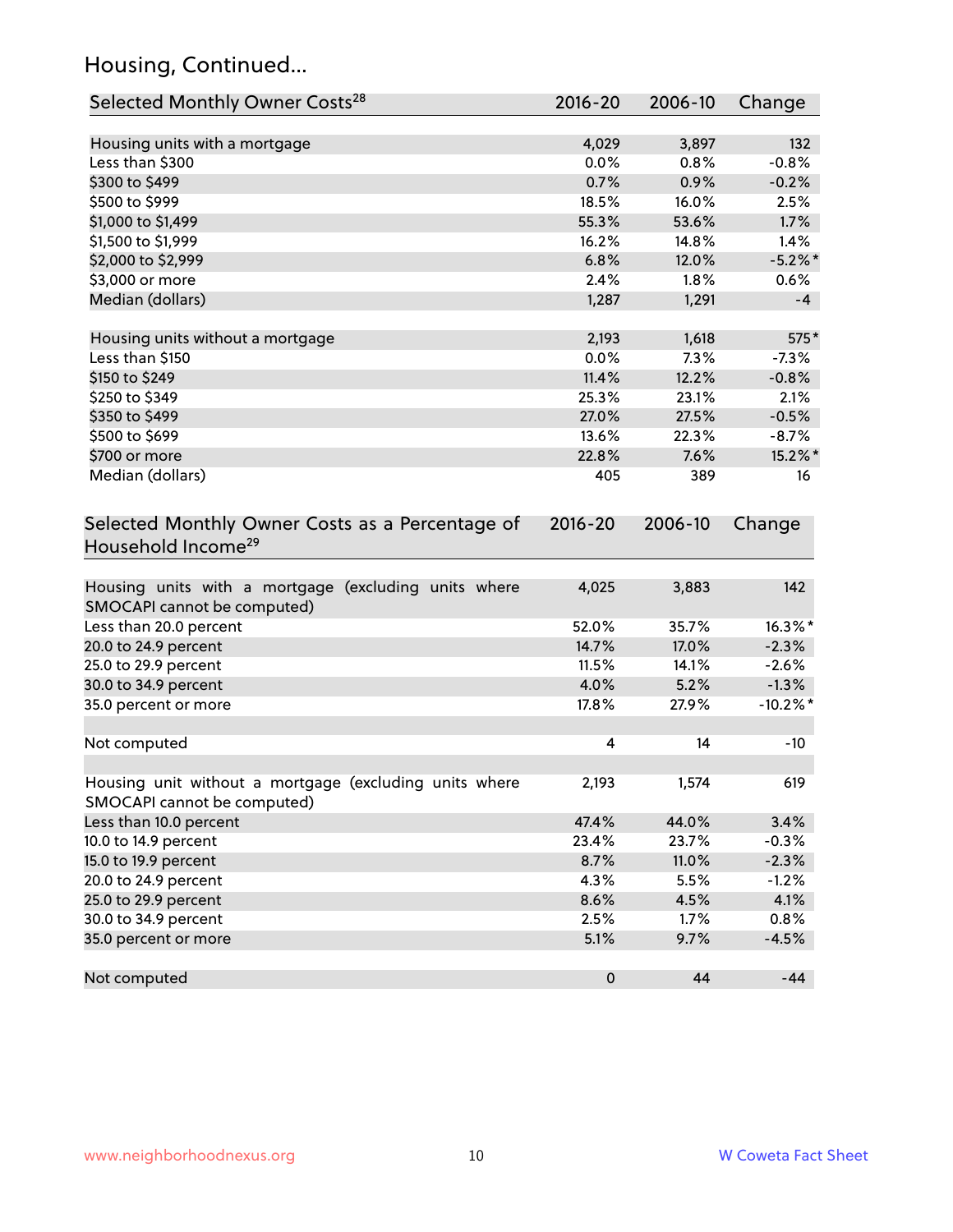## Housing, Continued...

| Selected Monthly Owner Costs[28] | 2016-20 | 2006-10 | Change |
|---|---|---|---|
| Housing units with a mortgage | 4,029 | 3,897 | 132 |
| Less than $300 | 0.0% | 0.8% | -0.8% |
| $300 to $499 | 0.7% | 0.9% | -0.2% |
| $500 to $999 | 18.5% | 16.0% | 2.5% |
| $1,000 to $1,499 | 55.3% | 53.6% | 1.7% |
| $1,500 to $1,999 | 16.2% | 14.8% | 1.4% |
| $2,000 to $2,999 | 6.8% | 12.0% | -5.2%* |
| $3,000 or more | 2.4% | 1.8% | 0.6% |
| Median (dollars) | 1,287 | 1,291 | -4 |
| Housing units without a mortgage | 2,193 | 1,618 | 575* |
| Less than $150 | 0.0% | 7.3% | -7.3% |
| $150 to $249 | 11.4% | 12.2% | -0.8% |
| $250 to $349 | 25.3% | 23.1% | 2.1% |
| $350 to $499 | 27.0% | 27.5% | -0.5% |
| $500 to $699 | 13.6% | 22.3% | -8.7% |
| $700 or more | 22.8% | 7.6% | 15.2%* |
| Median (dollars) | 405 | 389 | 16 |

| Selected Monthly Owner Costs as a Percentage of Household Income[29] | 2016-20 | 2006-10 | Change |
|---|---|---|---|
| Housing units with a mortgage (excluding units where SMOCAPI cannot be computed) | 4,025 | 3,883 | 142 |
| Less than 20.0 percent | 52.0% | 35.7% | 16.3%* |
| 20.0 to 24.9 percent | 14.7% | 17.0% | -2.3% |
| 25.0 to 29.9 percent | 11.5% | 14.1% | -2.6% |
| 30.0 to 34.9 percent | 4.0% | 5.2% | -1.3% |
| 35.0 percent or more | 17.8% | 27.9% | -10.2%* |
| Not computed | 4 | 14 | -10 |
| Housing unit without a mortgage (excluding units where SMOCAPI cannot be computed) | 2,193 | 1,574 | 619 |
| Less than 10.0 percent | 47.4% | 44.0% | 3.4% |
| 10.0 to 14.9 percent | 23.4% | 23.7% | -0.3% |
| 15.0 to 19.9 percent | 8.7% | 11.0% | -2.3% |
| 20.0 to 24.9 percent | 4.3% | 5.5% | -1.2% |
| 25.0 to 29.9 percent | 8.6% | 4.5% | 4.1% |
| 30.0 to 34.9 percent | 2.5% | 1.7% | 0.8% |
| 35.0 percent or more | 5.1% | 9.7% | -4.5% |
| Not computed | 0 | 44 | -44 |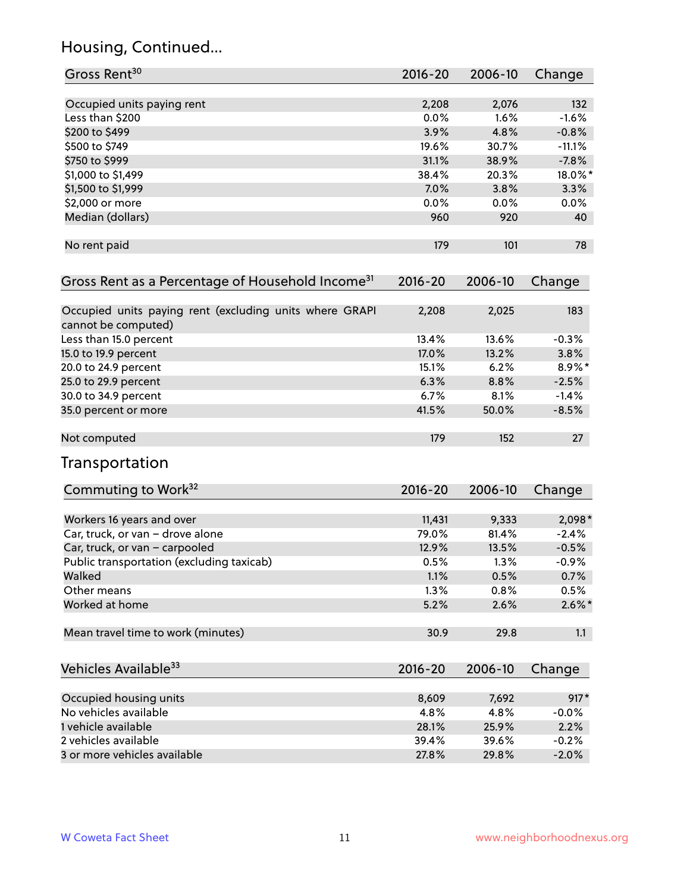## Housing, Continued...

| Gross Rent[30] | 2016-20 | 2006-10 | Change |
|---|---|---|---|
| Occupied units paying rent | 2,208 | 2,076 | 132 |
| Less than $200 | 0.0% | 1.6% | -1.6% |
| $200 to $499 | 3.9% | 4.8% | -0.8% |
| $500 to $749 | 19.6% | 30.7% | -11.1% |
| $750 to $999 | 31.1% | 38.9% | -7.8% |
| $1,000 to $1,499 | 38.4% | 20.3% | 18.0%* |
| $1,500 to $1,999 | 7.0% | 3.8% | 3.3% |
| $2,000 or more | 0.0% | 0.0% | 0.0% |
| Median (dollars) | 960 | 920 | 40 |
| No rent paid | 179 | 101 | 78 |

| Gross Rent as a Percentage of Household Income[31] | 2016-20 | 2006-10 | Change |
|---|---|---|---|
| Occupied units paying rent (excluding units where GRAPI cannot be computed) | 2,208 | 2,025 | 183 |
| Less than 15.0 percent | 13.4% | 13.6% | -0.3% |
| 15.0 to 19.9 percent | 17.0% | 13.2% | 3.8% |
| 20.0 to 24.9 percent | 15.1% | 6.2% | 8.9%* |
| 25.0 to 29.9 percent | 6.3% | 8.8% | -2.5% |
| 30.0 to 34.9 percent | 6.7% | 8.1% | -1.4% |
| 35.0 percent or more | 41.5% | 50.0% | -8.5% |
| Not computed | 179 | 152 | 27 |

## Transportation

| Commuting to Work[32] | 2016-20 | 2006-10 | Change |
|---|---|---|---|
| Workers 16 years and over | 11,431 | 9,333 | 2,098* |
| Car, truck, or van – drove alone | 79.0% | 81.4% | -2.4% |
| Car, truck, or van – carpooled | 12.9% | 13.5% | -0.5% |
| Public transportation (excluding taxicab) | 0.5% | 1.3% | -0.9% |
| Walked | 1.1% | 0.5% | 0.7% |
| Other means | 1.3% | 0.8% | 0.5% |
| Worked at home | 5.2% | 2.6% | 2.6%* |
| Mean travel time to work (minutes) | 30.9 | 29.8 | 1.1 |

| Vehicles Available[33] | 2016-20 | 2006-10 | Change |
|---|---|---|---|
| Occupied housing units | 8,609 | 7,692 | 917* |
| No vehicles available | 4.8% | 4.8% | -0.0% |
| 1 vehicle available | 28.1% | 25.9% | 2.2% |
| 2 vehicles available | 39.4% | 39.6% | -0.2% |
| 3 or more vehicles available | 27.8% | 29.8% | -2.0% |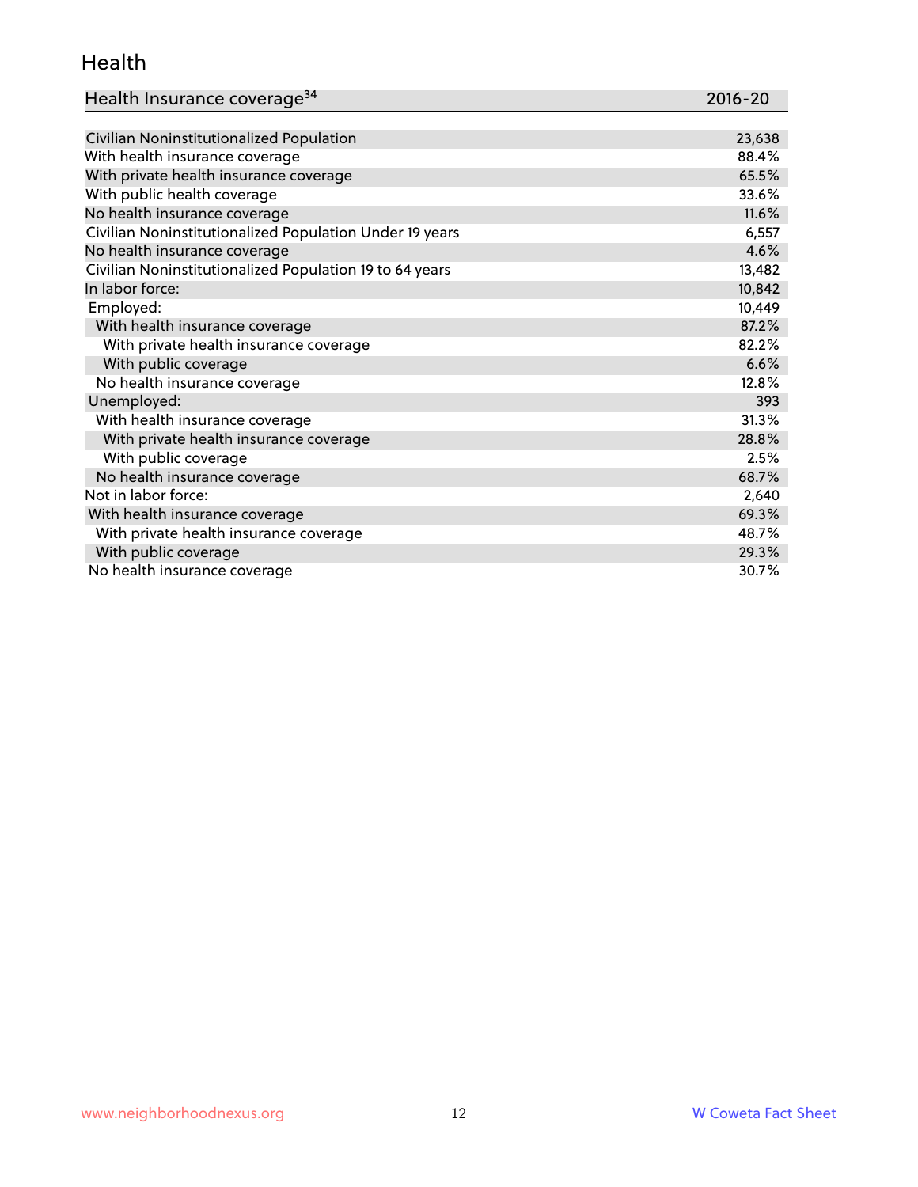## Health

| Health Insurance coverage[34] | 2016-20 |
|---|---|
| Civilian Noninstitutionalized Population | 23,638 |
| With health insurance coverage | 88.4% |
| With private health insurance coverage | 65.5% |
| With public health coverage | 33.6% |
| No health insurance coverage | 11.6% |
| Civilian Noninstitutionalized Population Under 19 years | 6,557 |
| No health insurance coverage | 4.6% |
| Civilian Noninstitutionalized Population 19 to 64 years | 13,482 |
| In labor force: | 10,842 |
| Employed: | 10,449 |
| With health insurance coverage | 87.2% |
| With private health insurance coverage | 82.2% |
| With public coverage | 6.6% |
| No health insurance coverage | 12.8% |
| Unemployed: | 393 |
| With health insurance coverage | 31.3% |
| With private health insurance coverage | 28.8% |
| With public coverage | 2.5% |
| No health insurance coverage | 68.7% |
| Not in labor force: | 2,640 |
| With health insurance coverage | 69.3% |
| With private health insurance coverage | 48.7% |
| With public coverage | 29.3% |
| No health insurance coverage | 30.7% |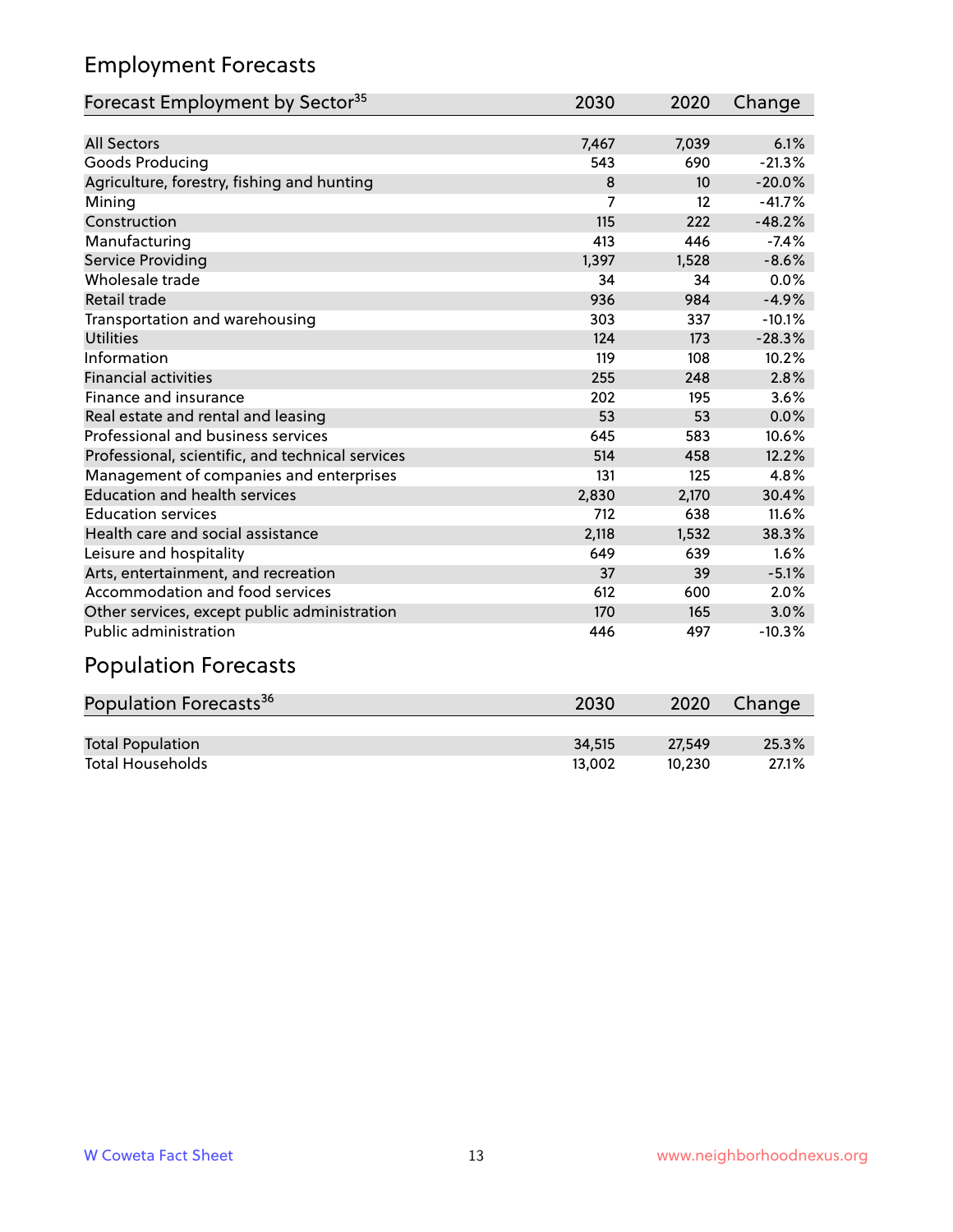## Employment Forecasts

| Forecast Employment by Sector[35] | 2030 | 2020 | Change |
|---|---|---|---|
| All Sectors | 7,467 | 7,039 | 6.1% |
| Goods Producing | 543 | 690 | -21.3% |
| Agriculture, forestry, fishing and hunting | 8 | 10 | -20.0% |
| Mining | 7 | 12 | -41.7% |
| Construction | 115 | 222 | -48.2% |
| Manufacturing | 413 | 446 | -7.4% |
| Service Providing | 1,397 | 1,528 | -8.6% |
| Wholesale trade | 34 | 34 | 0.0% |
| Retail trade | 936 | 984 | -4.9% |
| Transportation and warehousing | 303 | 337 | -10.1% |
| Utilities | 124 | 173 | -28.3% |
| Information | 119 | 108 | 10.2% |
| Financial activities | 255 | 248 | 2.8% |
| Finance and insurance | 202 | 195 | 3.6% |
| Real estate and rental and leasing | 53 | 53 | 0.0% |
| Professional and business services | 645 | 583 | 10.6% |
| Professional, scientific, and technical services | 514 | 458 | 12.2% |
| Management of companies and enterprises | 131 | 125 | 4.8% |
| Education and health services | 2,830 | 2,170 | 30.4% |
| Education services | 712 | 638 | 11.6% |
| Health care and social assistance | 2,118 | 1,532 | 38.3% |
| Leisure and hospitality | 649 | 639 | 1.6% |
| Arts, entertainment, and recreation | 37 | 39 | -5.1% |
| Accommodation and food services | 612 | 600 | 2.0% |
| Other services, except public administration | 170 | 165 | 3.0% |
| Public administration | 446 | 497 | -10.3% |

## Population Forecasts

| Population Forecasts[36] | 2030 | 2020 | Change |
|---|---|---|---|
| Total Population | 34,515 | 27,549 | 25.3% |
| Total Households | 13,002 | 10,230 | 27.1% |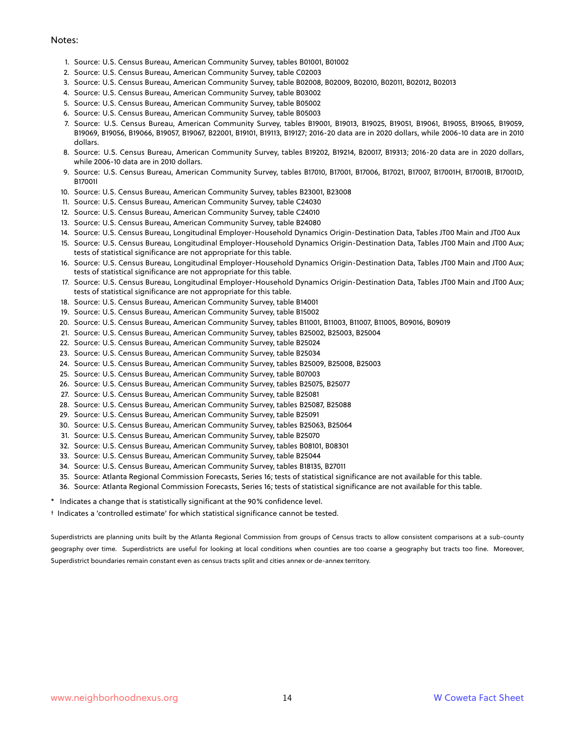Notes:

1. Source: U.S. Census Bureau, American Community Survey, tables B01001, B01002
2. Source: U.S. Census Bureau, American Community Survey, table C02003
3. Source: U.S. Census Bureau, American Community Survey, table B02008, B02009, B02010, B02011, B02012, B02013
4. Source: U.S. Census Bureau, American Community Survey, table B03002
5. Source: U.S. Census Bureau, American Community Survey, table B05002
6. Source: U.S. Census Bureau, American Community Survey, table B05003
7. Source: U.S. Census Bureau, American Community Survey, tables B19001, B19013, B19025, B19051, B19061, B19055, B19065, B19059, B19069, B19056, B19066, B19057, B19067, B22001, B19101, B19113, B19127; 2016-20 data are in 2020 dollars, while 2006-10 data are in 2010 dollars.
8. Source: U.S. Census Bureau, American Community Survey, tables B19202, B19214, B20017, B19313; 2016-20 data are in 2020 dollars, while 2006-10 data are in 2010 dollars.
9. Source: U.S. Census Bureau, American Community Survey, tables B17010, B17001, B17006, B17021, B17007, B17001H, B17001B, B17001D, B17001I
10. Source: U.S. Census Bureau, American Community Survey, tables B23001, B23008
11. Source: U.S. Census Bureau, American Community Survey, table C24030
12. Source: U.S. Census Bureau, American Community Survey, table C24010
13. Source: U.S. Census Bureau, American Community Survey, table B24080
14. Source: U.S. Census Bureau, Longitudinal Employer-Household Dynamics Origin-Destination Data, Tables JT00 Main and JT00 Aux
15. Source: U.S. Census Bureau, Longitudinal Employer-Household Dynamics Origin-Destination Data, Tables JT00 Main and JT00 Aux; tests of statistical significance are not appropriate for this table.
16. Source: U.S. Census Bureau, Longitudinal Employer-Household Dynamics Origin-Destination Data, Tables JT00 Main and JT00 Aux; tests of statistical significance are not appropriate for this table.
17. Source: U.S. Census Bureau, Longitudinal Employer-Household Dynamics Origin-Destination Data, Tables JT00 Main and JT00 Aux; tests of statistical significance are not appropriate for this table.
18. Source: U.S. Census Bureau, American Community Survey, table B14001
19. Source: U.S. Census Bureau, American Community Survey, table B15002
20. Source: U.S. Census Bureau, American Community Survey, tables B11001, B11003, B11007, B11005, B09016, B09019
21. Source: U.S. Census Bureau, American Community Survey, tables B25002, B25003, B25004
22. Source: U.S. Census Bureau, American Community Survey, table B25024
23. Source: U.S. Census Bureau, American Community Survey, table B25034
24. Source: U.S. Census Bureau, American Community Survey, tables B25009, B25008, B25003
25. Source: U.S. Census Bureau, American Community Survey, table B07003
26. Source: U.S. Census Bureau, American Community Survey, tables B25075, B25077
27. Source: U.S. Census Bureau, American Community Survey, table B25081
28. Source: U.S. Census Bureau, American Community Survey, tables B25087, B25088
29. Source: U.S. Census Bureau, American Community Survey, table B25091
30. Source: U.S. Census Bureau, American Community Survey, tables B25063, B25064
31. Source: U.S. Census Bureau, American Community Survey, table B25070
32. Source: U.S. Census Bureau, American Community Survey, tables B08101, B08301
33. Source: U.S. Census Bureau, American Community Survey, table B25044
34. Source: U.S. Census Bureau, American Community Survey, tables B18135, B27011
35. Source: Atlanta Regional Commission Forecasts, Series 16; tests of statistical significance are not available for this table.
36. Source: Atlanta Regional Commission Forecasts, Series 16; tests of statistical significance are not available for this table.

\* Indicates a change that is statistically significant at the 90% confidence level.

† Indicates a 'controlled estimate' for which statistical significance cannot be tested.

Superdistricts are planning units built by the Atlanta Regional Commission from groups of Census tracts to allow consistent comparisons at a sub-county geography over time. Superdistricts are useful for looking at local conditions when counties are too coarse a geography but tracts too fine. Moreover, Superdistrict boundaries remain constant even as census tracts split and cities annex or de-annex territory.